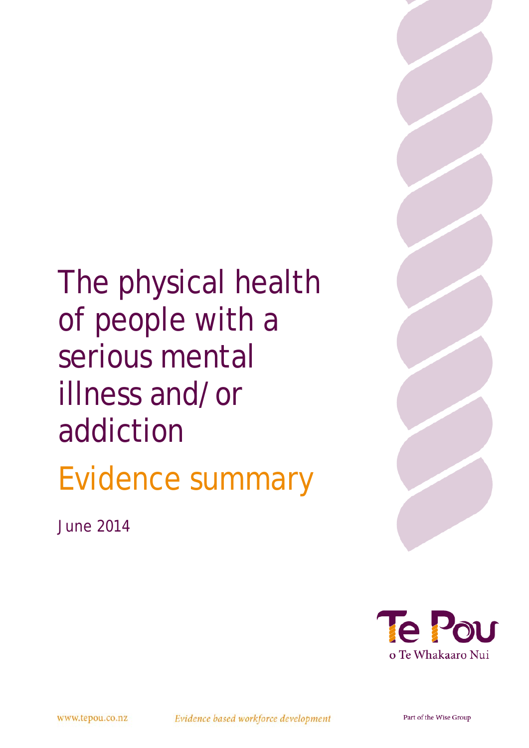# The physical health of people with a serious mental illness and/or addiction

## Evidence summary

June 2014

Te Pou o Te Whakaaro Nui

www.tepou.co.nz

*Evidence based workforce development*

Part of the Wise Group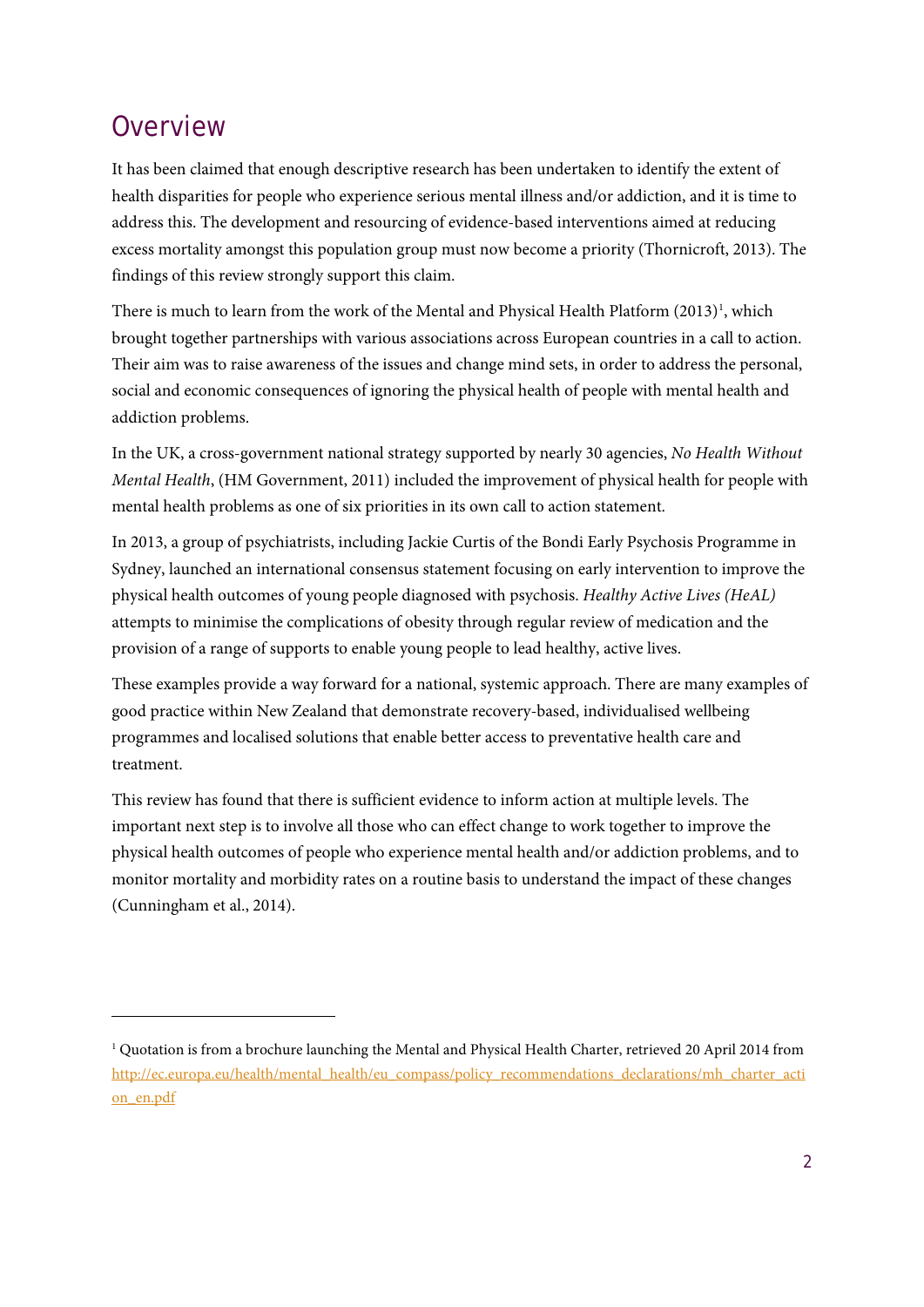# Overview

It has been claimed that enough descriptive research has been undertaken to identify the extent of health disparities for people who experience serious mental illness and/or addiction, and it is time to address this. The development and resourcing of evidence-based interventions aimed at reducing excess mortality amongst this population group must now become a priority (Thornicroft, 2013). The findings of this review strongly support this claim.

There is much to learn from the work of the Mental and Physical Health Platform (2013)[1], which brought together partnerships with various associations across European countries in a call to action. Their aim was to raise awareness of the issues and change mind sets, in order to address the personal, social and economic consequences of ignoring the physical health of people with mental health and addiction problems.

In the UK, a cross-government national strategy supported by nearly 30 agencies, *No Health Without Mental Health*, (HM Government, 2011) included the improvement of physical health for people with mental health problems as one of six priorities in its own call to action statement.

In 2013, a group of psychiatrists, including Jackie Curtis of the Bondi Early Psychosis Programme in Sydney, launched an international consensus statement focusing on early intervention to improve the physical health outcomes of young people diagnosed with psychosis. *Healthy Active Lives (HeAL)* attempts to minimise the complications of obesity through regular review of medication and the provision of a range of supports to enable young people to lead healthy, active lives.

These examples provide a way forward for a national, systemic approach. There are many examples of good practice within New Zealand that demonstrate recovery-based, individualised wellbeing programmes and localised solutions that enable better access to preventative health care and treatment.

This review has found that there is sufficient evidence to inform action at multiple levels. The important next step is to involve all those who can effect change to work together to improve the physical health outcomes of people who experience mental health and/or addiction problems, and to monitor mortality and morbidity rates on a routine basis to understand the impact of these changes (Cunningham et al., 2014).

---

[1] Quotation is from a brochure launching the Mental and Physical Health Charter, retrieved 20 April 2014 from http://ec.europa.eu/health/mental_health/eu_compass/policy_recommendations_declarations/mh_charter_action_en.pdf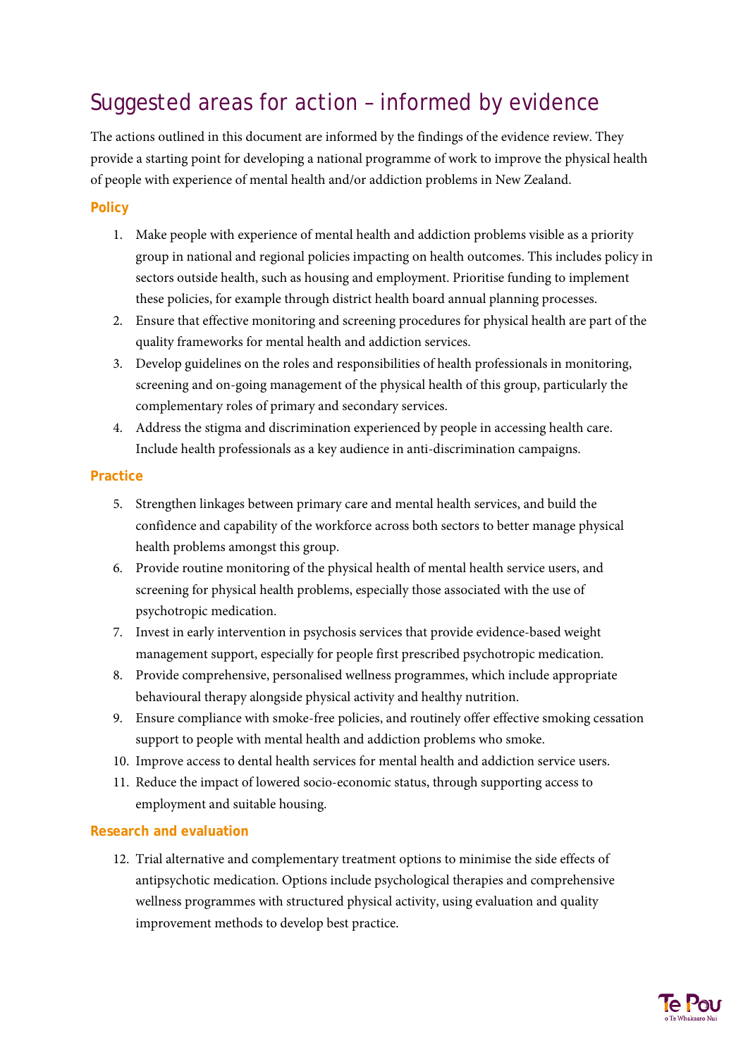# Suggested areas for action – informed by evidence

The actions outlined in this document are informed by the findings of the evidence review. They provide a starting point for developing a national programme of work to improve the physical health of people with experience of mental health and/or addiction problems in New Zealand.

### Policy

1. Make people with experience of mental health and addiction problems visible as a priority group in national and regional policies impacting on health outcomes. This includes policy in sectors outside health, such as housing and employment. Prioritise funding to implement these policies, for example through district health board annual planning processes.
2. Ensure that effective monitoring and screening procedures for physical health are part of the quality frameworks for mental health and addiction services.
3. Develop guidelines on the roles and responsibilities of health professionals in monitoring, screening and on-going management of the physical health of this group, particularly the complementary roles of primary and secondary services.
4. Address the stigma and discrimination experienced by people in accessing health care. Include health professionals as a key audience in anti-discrimination campaigns.

### Practice

5. Strengthen linkages between primary care and mental health services, and build the confidence and capability of the workforce across both sectors to better manage physical health problems amongst this group.
6. Provide routine monitoring of the physical health of mental health service users, and screening for physical health problems, especially those associated with the use of psychotropic medication.
7. Invest in early intervention in psychosis services that provide evidence-based weight management support, especially for people first prescribed psychotropic medication.
8. Provide comprehensive, personalised wellness programmes, which include appropriate behavioural therapy alongside physical activity and healthy nutrition.
9. Ensure compliance with smoke-free policies, and routinely offer effective smoking cessation support to people with mental health and addiction problems who smoke.
10. Improve access to dental health services for mental health and addiction service users.
11. Reduce the impact of lowered socio-economic status, through supporting access to employment and suitable housing.

### Research and evaluation

12. Trial alternative and complementary treatment options to minimise the side effects of antipsychotic medication. Options include psychological therapies and comprehensive wellness programmes with structured physical activity, using evaluation and quality improvement methods to develop best practice.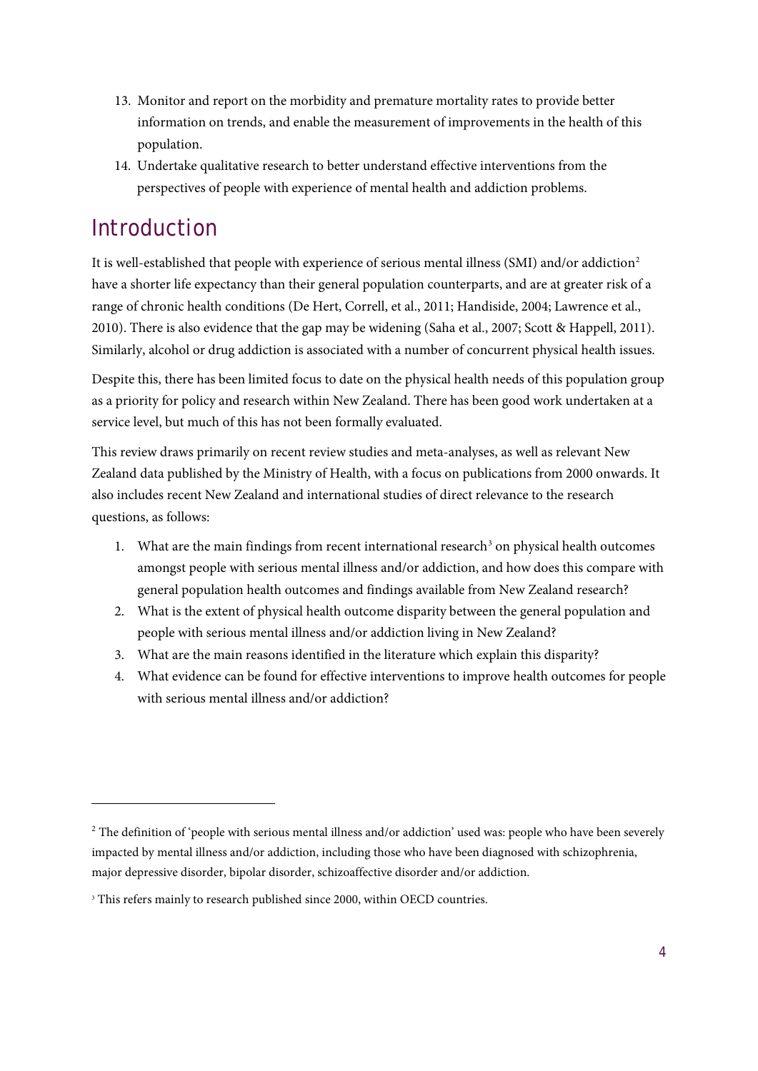13. Monitor and report on the morbidity and premature mortality rates to provide better information on trends, and enable the measurement of improvements in the health of this population.
14. Undertake qualitative research to better understand effective interventions from the perspectives of people with experience of mental health and addiction problems.

# Introduction

It is well-established that people with experience of serious mental illness (SMI) and/or addiction[2] have a shorter life expectancy than their general population counterparts, and are at greater risk of a range of chronic health conditions (De Hert, Correll, et al., 2011; Handiside, 2004; Lawrence et al., 2010). There is also evidence that the gap may be widening (Saha et al., 2007; Scott & Happell, 2011). Similarly, alcohol or drug addiction is associated with a number of concurrent physical health issues.

Despite this, there has been limited focus to date on the physical health needs of this population group as a priority for policy and research within New Zealand. There has been good work undertaken at a service level, but much of this has not been formally evaluated.

This review draws primarily on recent review studies and meta-analyses, as well as relevant New Zealand data published by the Ministry of Health, with a focus on publications from 2000 onwards. It also includes recent New Zealand and international studies of direct relevance to the research questions, as follows:

1. What are the main findings from recent international research[3] on physical health outcomes amongst people with serious mental illness and/or addiction, and how does this compare with general population health outcomes and findings available from New Zealand research?
2. What is the extent of physical health outcome disparity between the general population and people with serious mental illness and/or addiction living in New Zealand?
3. What are the main reasons identified in the literature which explain this disparity?
4. What evidence can be found for effective interventions to improve health outcomes for people with serious mental illness and/or addiction?

---

[2] The definition of 'people with serious mental illness and/or addiction' used was: people who have been severely impacted by mental illness and/or addiction, including those who have been diagnosed with schizophrenia, major depressive disorder, bipolar disorder, schizoaffective disorder and/or addiction.

[3] This refers mainly to research published since 2000, within OECD countries.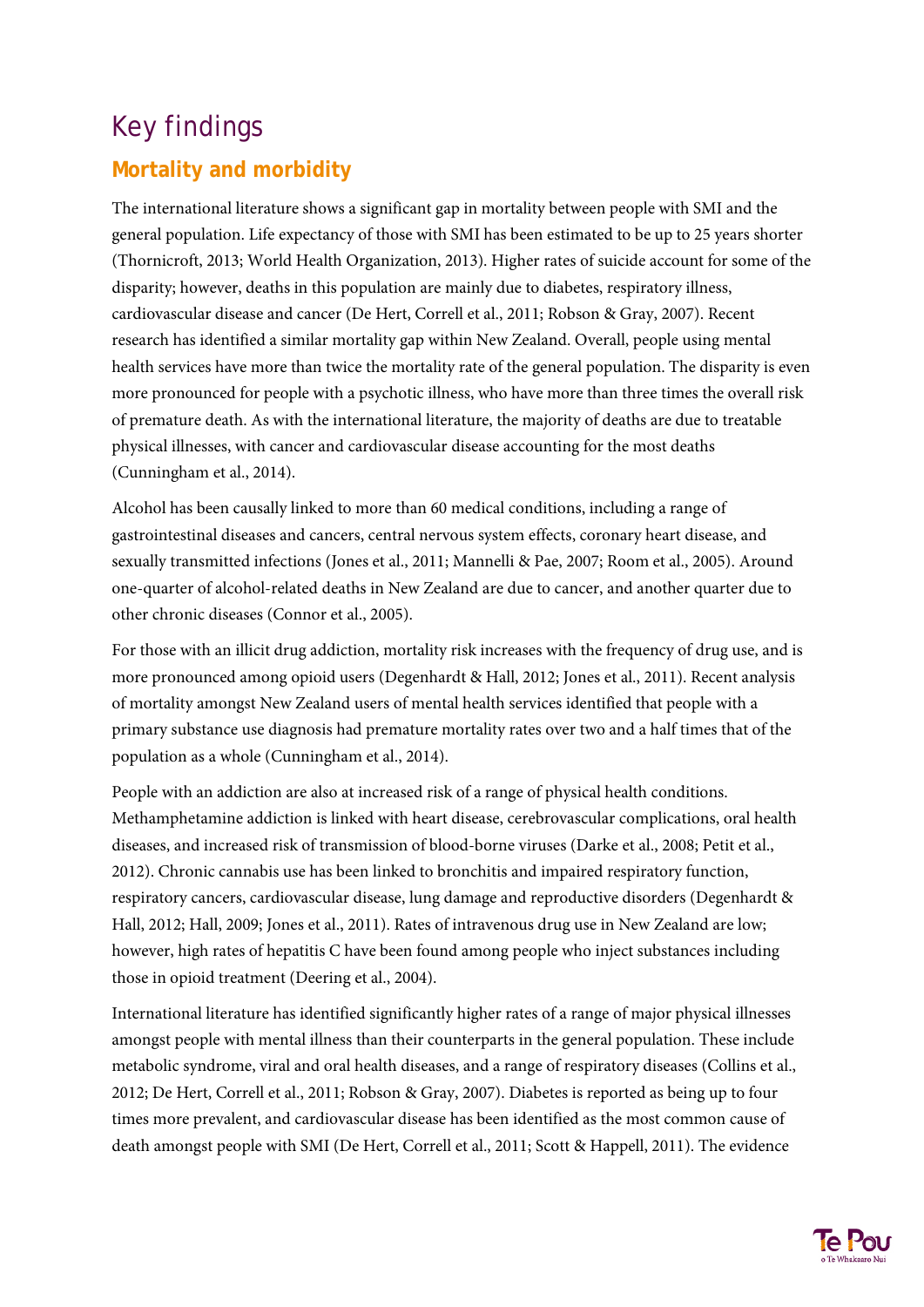# Key findings

## Mortality and morbidity

The international literature shows a significant gap in mortality between people with SMI and the general population. Life expectancy of those with SMI has been estimated to be up to 25 years shorter (Thornicroft, 2013; World Health Organization, 2013). Higher rates of suicide account for some of the disparity; however, deaths in this population are mainly due to diabetes, respiratory illness, cardiovascular disease and cancer (De Hert, Correll et al., 2011; Robson & Gray, 2007). Recent research has identified a similar mortality gap within New Zealand. Overall, people using mental health services have more than twice the mortality rate of the general population. The disparity is even more pronounced for people with a psychotic illness, who have more than three times the overall risk of premature death. As with the international literature, the majority of deaths are due to treatable physical illnesses, with cancer and cardiovascular disease accounting for the most deaths (Cunningham et al., 2014).

Alcohol has been causally linked to more than 60 medical conditions, including a range of gastrointestinal diseases and cancers, central nervous system effects, coronary heart disease, and sexually transmitted infections (Jones et al., 2011; Mannelli & Pae, 2007; Room et al., 2005). Around one-quarter of alcohol-related deaths in New Zealand are due to cancer, and another quarter due to other chronic diseases (Connor et al., 2005).

For those with an illicit drug addiction, mortality risk increases with the frequency of drug use, and is more pronounced among opioid users (Degenhardt & Hall, 2012; Jones et al., 2011). Recent analysis of mortality amongst New Zealand users of mental health services identified that people with a primary substance use diagnosis had premature mortality rates over two and a half times that of the population as a whole (Cunningham et al., 2014).

People with an addiction are also at increased risk of a range of physical health conditions. Methamphetamine addiction is linked with heart disease, cerebrovascular complications, oral health diseases, and increased risk of transmission of blood-borne viruses (Darke et al., 2008; Petit et al., 2012). Chronic cannabis use has been linked to bronchitis and impaired respiratory function, respiratory cancers, cardiovascular disease, lung damage and reproductive disorders (Degenhardt & Hall, 2012; Hall, 2009; Jones et al., 2011). Rates of intravenous drug use in New Zealand are low; however, high rates of hepatitis C have been found among people who inject substances including those in opioid treatment (Deering et al., 2004).

International literature has identified significantly higher rates of a range of major physical illnesses amongst people with mental illness than their counterparts in the general population. These include metabolic syndrome, viral and oral health diseases, and a range of respiratory diseases (Collins et al., 2012; De Hert, Correll et al., 2011; Robson & Gray, 2007). Diabetes is reported as being up to four times more prevalent, and cardiovascular disease has been identified as the most common cause of death amongst people with SMI (De Hert, Correll et al., 2011; Scott & Happell, 2011). The evidence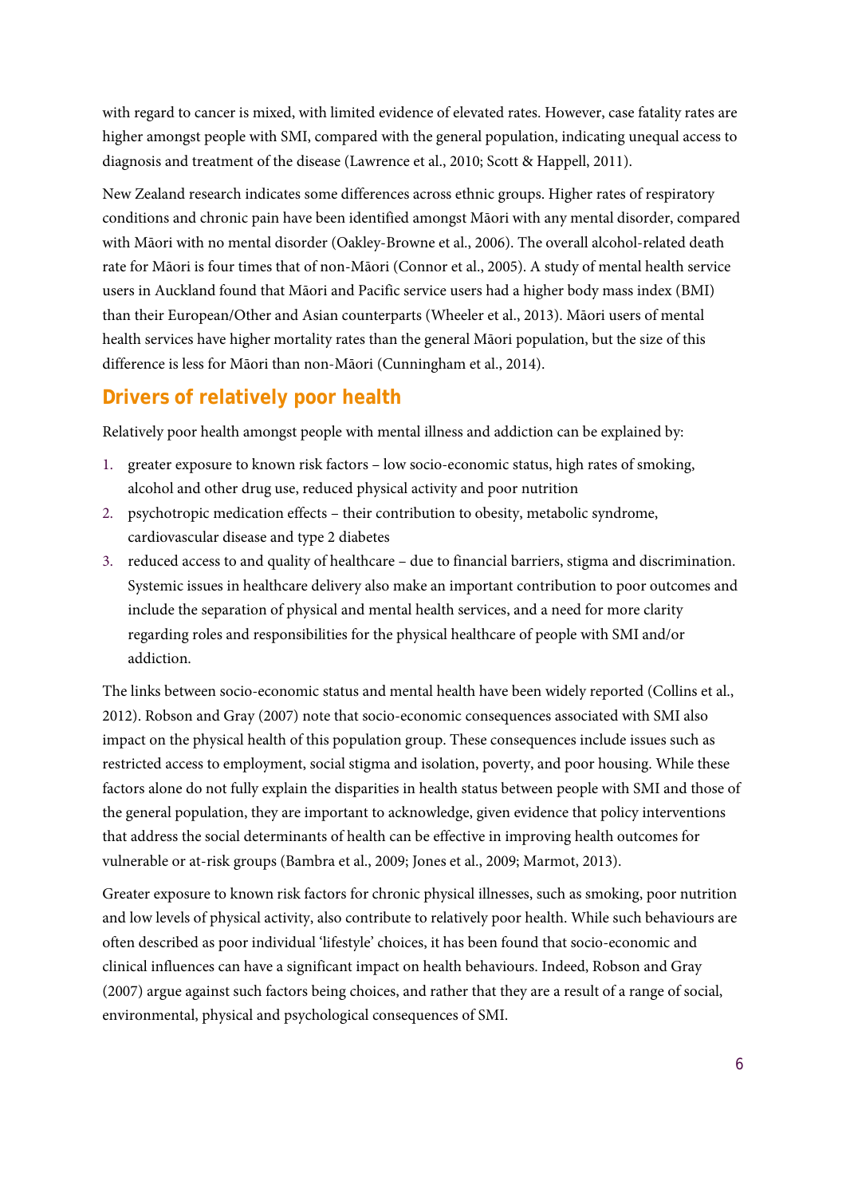with regard to cancer is mixed, with limited evidence of elevated rates. However, case fatality rates are higher amongst people with SMI, compared with the general population, indicating unequal access to diagnosis and treatment of the disease (Lawrence et al., 2010; Scott & Happell, 2011).

New Zealand research indicates some differences across ethnic groups. Higher rates of respiratory conditions and chronic pain have been identified amongst Māori with any mental disorder, compared with Māori with no mental disorder (Oakley-Browne et al., 2006). The overall alcohol-related death rate for Māori is four times that of non-Māori (Connor et al., 2005). A study of mental health service users in Auckland found that Māori and Pacific service users had a higher body mass index (BMI) than their European/Other and Asian counterparts (Wheeler et al., 2013). Māori users of mental health services have higher mortality rates than the general Māori population, but the size of this difference is less for Māori than non-Māori (Cunningham et al., 2014).

## Drivers of relatively poor health

Relatively poor health amongst people with mental illness and addiction can be explained by:

1. greater exposure to known risk factors – low socio-economic status, high rates of smoking, alcohol and other drug use, reduced physical activity and poor nutrition
2. psychotropic medication effects – their contribution to obesity, metabolic syndrome, cardiovascular disease and type 2 diabetes
3. reduced access to and quality of healthcare – due to financial barriers, stigma and discrimination. Systemic issues in healthcare delivery also make an important contribution to poor outcomes and include the separation of physical and mental health services, and a need for more clarity regarding roles and responsibilities for the physical healthcare of people with SMI and/or addiction.

The links between socio-economic status and mental health have been widely reported (Collins et al., 2012). Robson and Gray (2007) note that socio-economic consequences associated with SMI also impact on the physical health of this population group. These consequences include issues such as restricted access to employment, social stigma and isolation, poverty, and poor housing. While these factors alone do not fully explain the disparities in health status between people with SMI and those of the general population, they are important to acknowledge, given evidence that policy interventions that address the social determinants of health can be effective in improving health outcomes for vulnerable or at-risk groups (Bambra et al., 2009; Jones et al., 2009; Marmot, 2013).

Greater exposure to known risk factors for chronic physical illnesses, such as smoking, poor nutrition and low levels of physical activity, also contribute to relatively poor health. While such behaviours are often described as poor individual 'lifestyle' choices, it has been found that socio-economic and clinical influences can have a significant impact on health behaviours. Indeed, Robson and Gray (2007) argue against such factors being choices, and rather that they are a result of a range of social, environmental, physical and psychological consequences of SMI.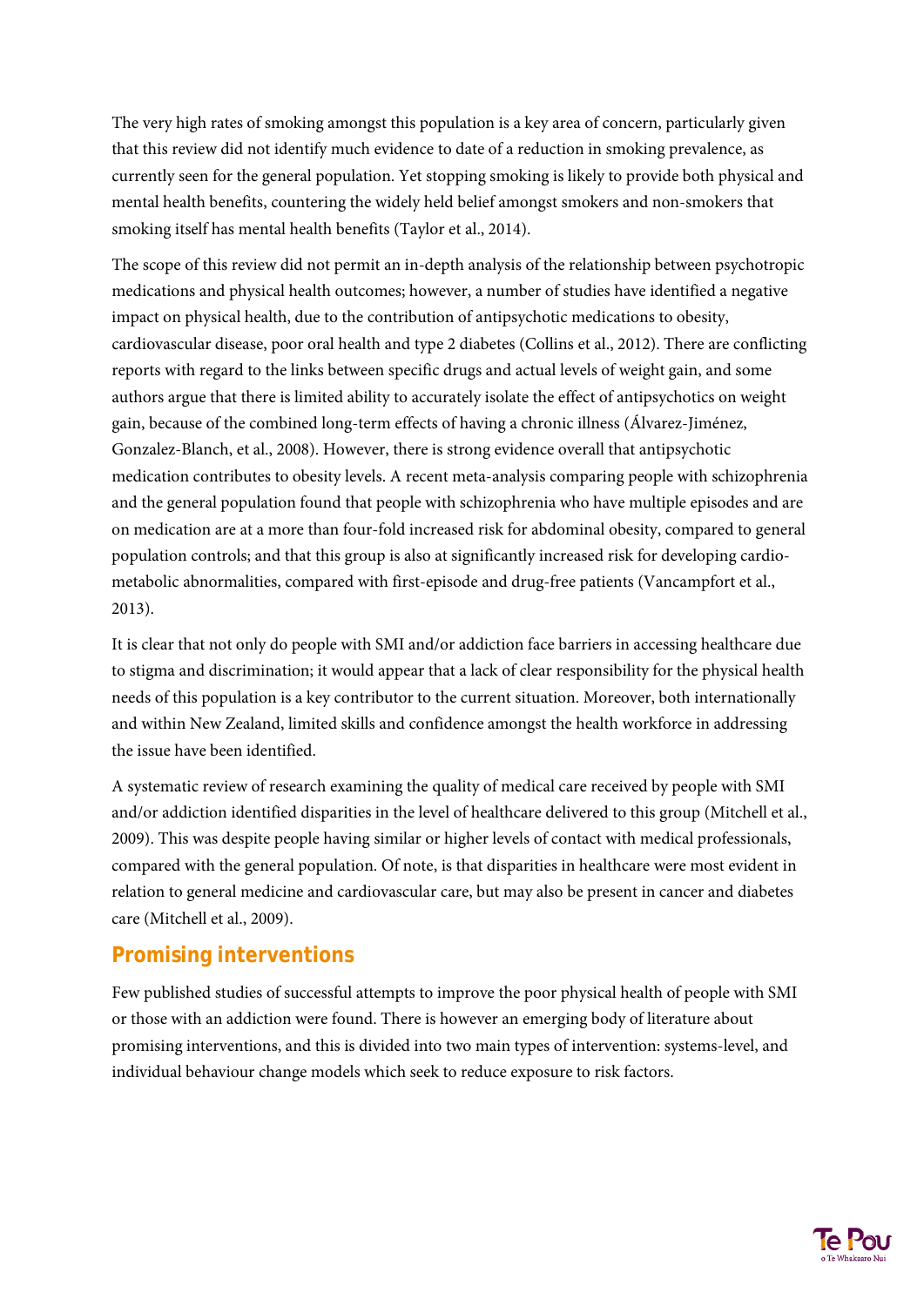The very high rates of smoking amongst this population is a key area of concern, particularly given that this review did not identify much evidence to date of a reduction in smoking prevalence, as currently seen for the general population. Yet stopping smoking is likely to provide both physical and mental health benefits, countering the widely held belief amongst smokers and non-smokers that smoking itself has mental health benefits (Taylor et al., 2014).

The scope of this review did not permit an in-depth analysis of the relationship between psychotropic medications and physical health outcomes; however, a number of studies have identified a negative impact on physical health, due to the contribution of antipsychotic medications to obesity, cardiovascular disease, poor oral health and type 2 diabetes (Collins et al., 2012). There are conflicting reports with regard to the links between specific drugs and actual levels of weight gain, and some authors argue that there is limited ability to accurately isolate the effect of antipsychotics on weight gain, because of the combined long-term effects of having a chronic illness (Álvarez-Jiménez, Gonzalez-Blanch, et al., 2008). However, there is strong evidence overall that antipsychotic medication contributes to obesity levels. A recent meta-analysis comparing people with schizophrenia and the general population found that people with schizophrenia who have multiple episodes and are on medication are at a more than four-fold increased risk for abdominal obesity, compared to general population controls; and that this group is also at significantly increased risk for developing cardio-metabolic abnormalities, compared with first-episode and drug-free patients (Vancampfort et al., 2013).

It is clear that not only do people with SMI and/or addiction face barriers in accessing healthcare due to stigma and discrimination; it would appear that a lack of clear responsibility for the physical health needs of this population is a key contributor to the current situation. Moreover, both internationally and within New Zealand, limited skills and confidence amongst the health workforce in addressing the issue have been identified.

A systematic review of research examining the quality of medical care received by people with SMI and/or addiction identified disparities in the level of healthcare delivered to this group (Mitchell et al., 2009). This was despite people having similar or higher levels of contact with medical professionals, compared with the general population. Of note, is that disparities in healthcare were most evident in relation to general medicine and cardiovascular care, but may also be present in cancer and diabetes care (Mitchell et al., 2009).

## Promising interventions

Few published studies of successful attempts to improve the poor physical health of people with SMI or those with an addiction were found. There is however an emerging body of literature about promising interventions, and this is divided into two main types of intervention: systems-level, and individual behaviour change models which seek to reduce exposure to risk factors.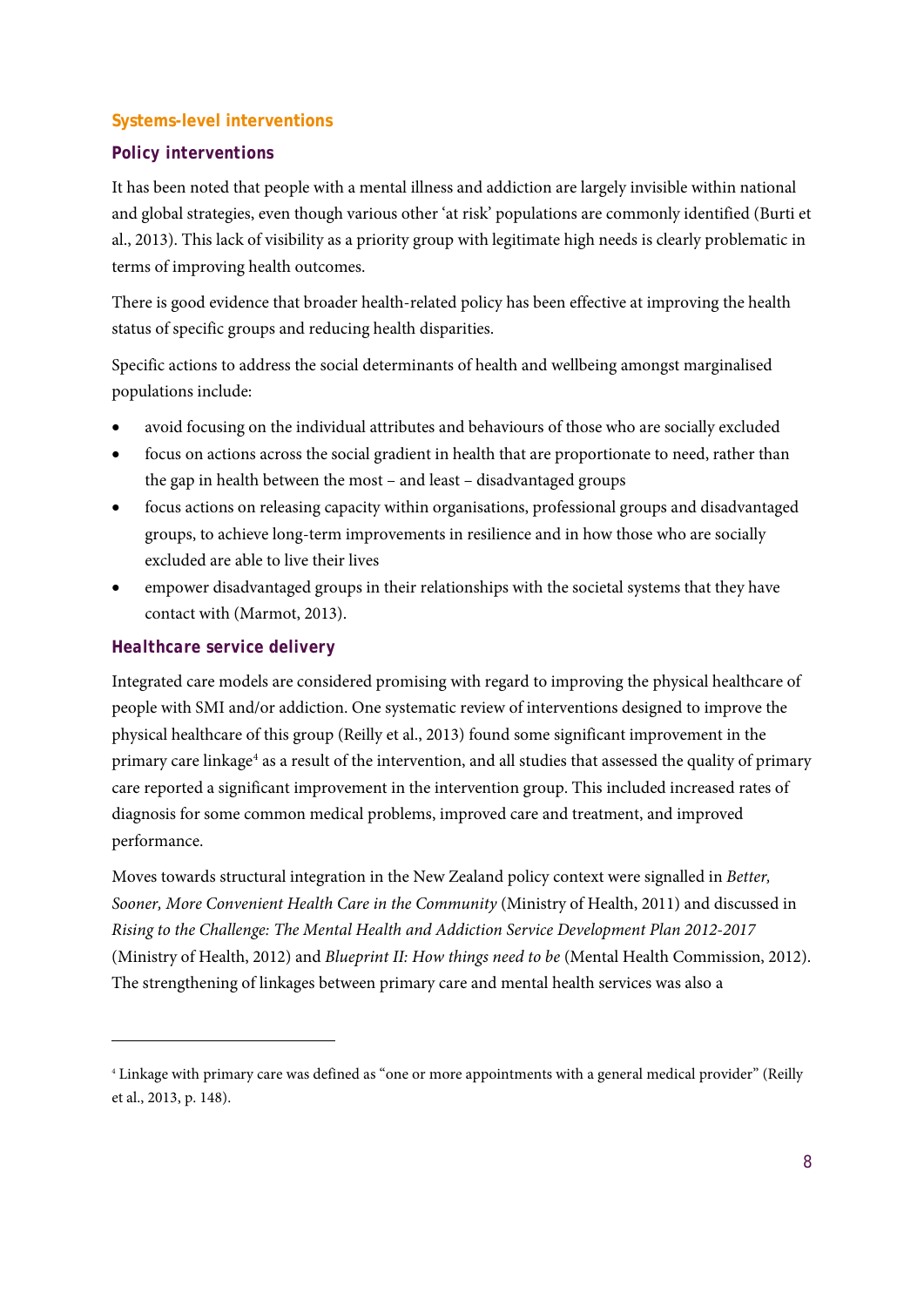## Systems-level interventions

### Policy interventions

It has been noted that people with a mental illness and addiction are largely invisible within national and global strategies, even though various other 'at risk' populations are commonly identified (Burti et al., 2013). This lack of visibility as a priority group with legitimate high needs is clearly problematic in terms of improving health outcomes.

There is good evidence that broader health-related policy has been effective at improving the health status of specific groups and reducing health disparities.

Specific actions to address the social determinants of health and wellbeing amongst marginalised populations include:

- avoid focusing on the individual attributes and behaviours of those who are socially excluded
- focus on actions across the social gradient in health that are proportionate to need, rather than the gap in health between the most – and least – disadvantaged groups
- focus actions on releasing capacity within organisations, professional groups and disadvantaged groups, to achieve long-term improvements in resilience and in how those who are socially excluded are able to live their lives
- empower disadvantaged groups in their relationships with the societal systems that they have contact with (Marmot, 2013).

### Healthcare service delivery

Integrated care models are considered promising with regard to improving the physical healthcare of people with SMI and/or addiction. One systematic review of interventions designed to improve the physical healthcare of this group (Reilly et al., 2013) found some significant improvement in the primary care linkage[4] as a result of the intervention, and all studies that assessed the quality of primary care reported a significant improvement in the intervention group. This included increased rates of diagnosis for some common medical problems, improved care and treatment, and improved performance.

Moves towards structural integration in the New Zealand policy context were signalled in *Better, Sooner, More Convenient Health Care in the Community* (Ministry of Health, 2011) and discussed in *Rising to the Challenge: The Mental Health and Addiction Service Development Plan 2012-2017* (Ministry of Health, 2012) and *Blueprint II: How things need to be* (Mental Health Commission, 2012). The strengthening of linkages between primary care and mental health services was also a

---

[4] Linkage with primary care was defined as "one or more appointments with a general medical provider" (Reilly et al., 2013, p. 148).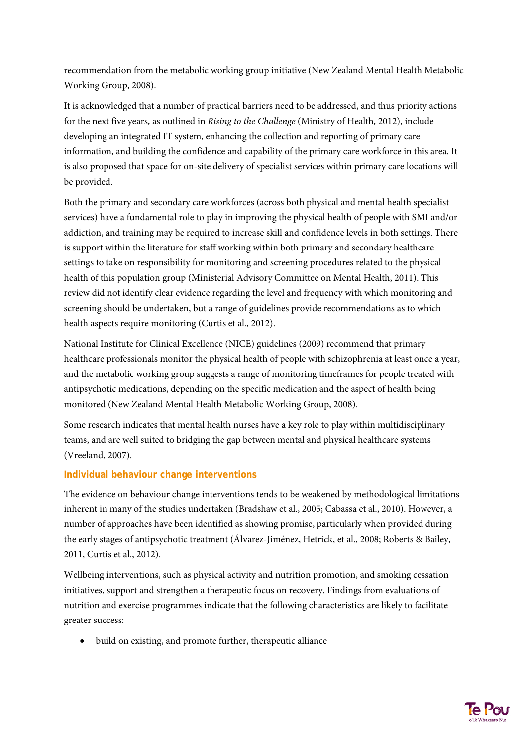recommendation from the metabolic working group initiative (New Zealand Mental Health Metabolic Working Group, 2008).

It is acknowledged that a number of practical barriers need to be addressed, and thus priority actions for the next five years, as outlined in *Rising to the Challenge* (Ministry of Health, 2012), include developing an integrated IT system, enhancing the collection and reporting of primary care information, and building the confidence and capability of the primary care workforce in this area. It is also proposed that space for on-site delivery of specialist services within primary care locations will be provided.

Both the primary and secondary care workforces (across both physical and mental health specialist services) have a fundamental role to play in improving the physical health of people with SMI and/or addiction, and training may be required to increase skill and confidence levels in both settings. There is support within the literature for staff working within both primary and secondary healthcare settings to take on responsibility for monitoring and screening procedures related to the physical health of this population group (Ministerial Advisory Committee on Mental Health, 2011). This review did not identify clear evidence regarding the level and frequency with which monitoring and screening should be undertaken, but a range of guidelines provide recommendations as to which health aspects require monitoring (Curtis et al., 2012).

National Institute for Clinical Excellence (NICE) guidelines (2009) recommend that primary healthcare professionals monitor the physical health of people with schizophrenia at least once a year, and the metabolic working group suggests a range of monitoring timeframes for people treated with antipsychotic medications, depending on the specific medication and the aspect of health being monitored (New Zealand Mental Health Metabolic Working Group, 2008).

Some research indicates that mental health nurses have a key role to play within multidisciplinary teams, and are well suited to bridging the gap between mental and physical healthcare systems (Vreeland, 2007).

### Individual behaviour change interventions

The evidence on behaviour change interventions tends to be weakened by methodological limitations inherent in many of the studies undertaken (Bradshaw et al., 2005; Cabassa et al., 2010). However, a number of approaches have been identified as showing promise, particularly when provided during the early stages of antipsychotic treatment (Álvarez-Jiménez, Hetrick, et al., 2008; Roberts & Bailey, 2011, Curtis et al., 2012).

Wellbeing interventions, such as physical activity and nutrition promotion, and smoking cessation initiatives, support and strengthen a therapeutic focus on recovery. Findings from evaluations of nutrition and exercise programmes indicate that the following characteristics are likely to facilitate greater success:

- build on existing, and promote further, therapeutic alliance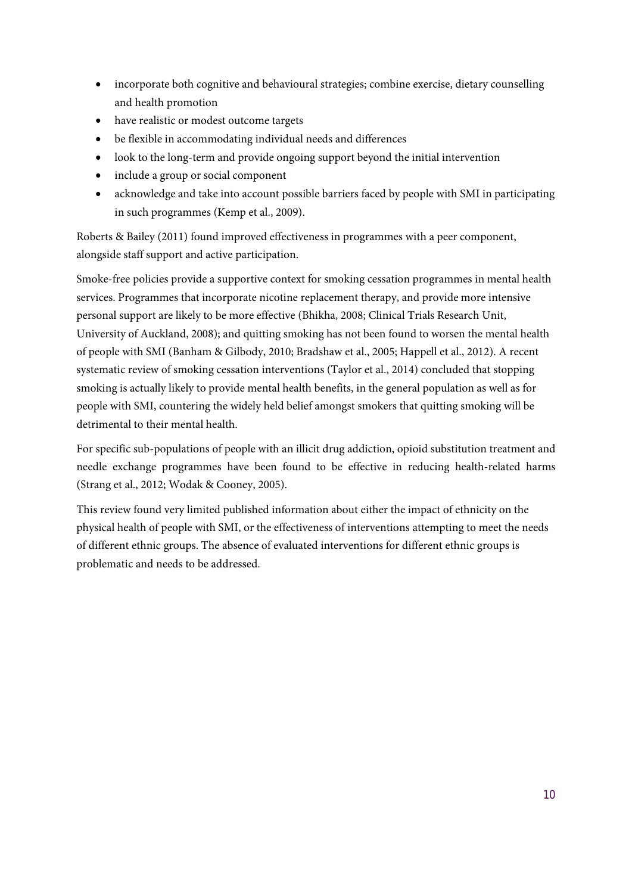- incorporate both cognitive and behavioural strategies; combine exercise, dietary counselling and health promotion
- have realistic or modest outcome targets
- be flexible in accommodating individual needs and differences
- look to the long-term and provide ongoing support beyond the initial intervention
- include a group or social component
- acknowledge and take into account possible barriers faced by people with SMI in participating in such programmes (Kemp et al., 2009).

Roberts & Bailey (2011) found improved effectiveness in programmes with a peer component, alongside staff support and active participation.

Smoke-free policies provide a supportive context for smoking cessation programmes in mental health services. Programmes that incorporate nicotine replacement therapy, and provide more intensive personal support are likely to be more effective (Bhikha, 2008; Clinical Trials Research Unit, University of Auckland, 2008); and quitting smoking has not been found to worsen the mental health of people with SMI (Banham & Gilbody, 2010; Bradshaw et al., 2005; Happell et al., 2012). A recent systematic review of smoking cessation interventions (Taylor et al., 2014) concluded that stopping smoking is actually likely to provide mental health benefits, in the general population as well as for people with SMI, countering the widely held belief amongst smokers that quitting smoking will be detrimental to their mental health.

For specific sub-populations of people with an illicit drug addiction, opioid substitution treatment and needle exchange programmes have been found to be effective in reducing health-related harms (Strang et al., 2012; Wodak & Cooney, 2005).

This review found very limited published information about either the impact of ethnicity on the physical health of people with SMI, or the effectiveness of interventions attempting to meet the needs of different ethnic groups. The absence of evaluated interventions for different ethnic groups is problematic and needs to be addressed.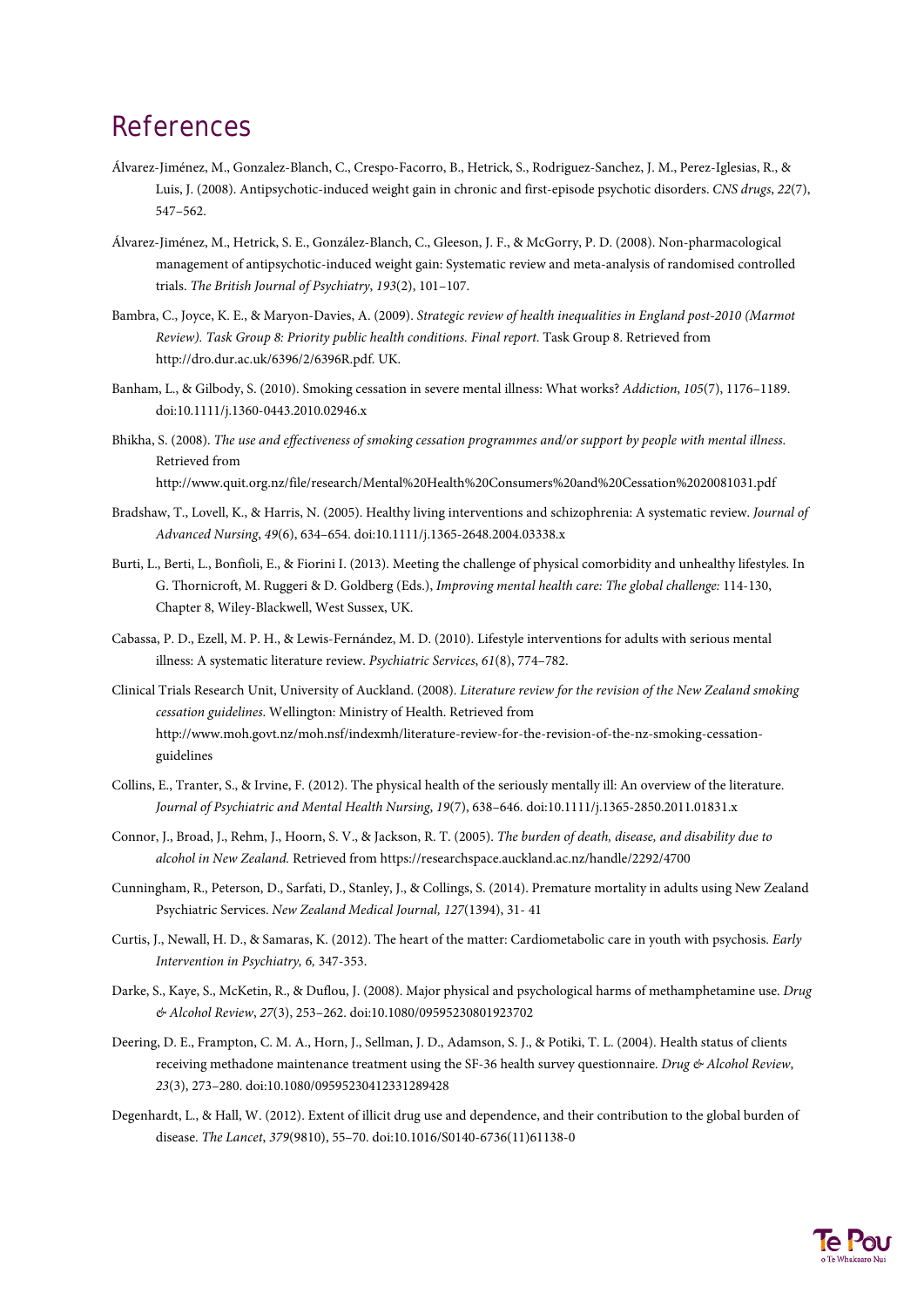# References

Álvarez-Jiménez, M., Gonzalez-Blanch, C., Crespo-Facorro, B., Hetrick, S., Rodriguez-Sanchez, J. M., Perez-Iglesias, R., & Luis, J. (2008). Antipsychotic-induced weight gain in chronic and first-episode psychotic disorders. *CNS drugs*, *22*(7), 547–562.

Álvarez-Jiménez, M., Hetrick, S. E., González-Blanch, C., Gleeson, J. F., & McGorry, P. D. (2008). Non-pharmacological management of antipsychotic-induced weight gain: Systematic review and meta-analysis of randomised controlled trials. *The British Journal of Psychiatry*, *193*(2), 101–107.

Bambra, C., Joyce, K. E., & Maryon-Davies, A. (2009). *Strategic review of health inequalities in England post-2010 (Marmot Review). Task Group 8: Priority public health conditions. Final report.* Task Group 8. Retrieved from http://dro.dur.ac.uk/6396/2/6396R.pdf. UK.

Banham, L., & Gilbody, S. (2010). Smoking cessation in severe mental illness: What works? *Addiction*, *105*(7), 1176–1189. doi:10.1111/j.1360-0443.2010.02946.x

Bhikha, S. (2008). *The use and effectiveness of smoking cessation programmes and/or support by people with mental illness.* Retrieved from http://www.quit.org.nz/file/research/Mental%20Health%20Consumers%20and%20Cessation%2020081031.pdf

Bradshaw, T., Lovell, K., & Harris, N. (2005). Healthy living interventions and schizophrenia: A systematic review. *Journal of Advanced Nursing*, *49*(6), 634–654. doi:10.1111/j.1365-2648.2004.03338.x

Burti, L., Berti, L., Bonfioli, E., & Fiorini I. (2013). Meeting the challenge of physical comorbidity and unhealthy lifestyles. In G. Thornicroft, M. Ruggeri & D. Goldberg (Eds.), *Improving mental health care: The global challenge:* 114-130, Chapter 8, Wiley-Blackwell, West Sussex, UK.

Cabassa, P. D., Ezell, M. P. H., & Lewis-Fernández, M. D. (2010). Lifestyle interventions for adults with serious mental illness: A systematic literature review. *Psychiatric Services*, *61*(8), 774–782.

Clinical Trials Research Unit, University of Auckland. (2008). *Literature review for the revision of the New Zealand smoking cessation guidelines.* Wellington: Ministry of Health. Retrieved from http://www.moh.govt.nz/moh.nsf/indexmh/literature-review-for-the-revision-of-the-nz-smoking-cessation-guidelines

Collins, E., Tranter, S., & Irvine, F. (2012). The physical health of the seriously mentally ill: An overview of the literature. *Journal of Psychiatric and Mental Health Nursing*, *19*(7), 638–646. doi:10.1111/j.1365-2850.2011.01831.x

Connor, J., Broad, J., Rehm, J., Hoorn, S. V., & Jackson, R. T. (2005). *The burden of death, disease, and disability due to alcohol in New Zealand.* Retrieved from https://researchspace.auckland.ac.nz/handle/2292/4700

Cunningham, R., Peterson, D., Sarfati, D., Stanley, J., & Collings, S. (2014). Premature mortality in adults using New Zealand Psychiatric Services. *New Zealand Medical Journal, 127*(1394), 31- 41

Curtis, J., Newall, H. D., & Samaras, K. (2012). The heart of the matter: Cardiometabolic care in youth with psychosis. *Early Intervention in Psychiatry, 6,* 347-353.

Darke, S., Kaye, S., McKetin, R., & Duflou, J. (2008). Major physical and psychological harms of methamphetamine use. *Drug & Alcohol Review*, *27*(3), 253–262. doi:10.1080/09595230801923702

Deering, D. E., Frampton, C. M. A., Horn, J., Sellman, J. D., Adamson, S. J., & Potiki, T. L. (2004). Health status of clients receiving methadone maintenance treatment using the SF-36 health survey questionnaire. *Drug & Alcohol Review*, *23*(3), 273–280. doi:10.1080/09595230412331289428

Degenhardt, L., & Hall, W. (2012). Extent of illicit drug use and dependence, and their contribution to the global burden of disease. *The Lancet*, *379*(9810), 55–70. doi:10.1016/S0140-6736(11)61138-0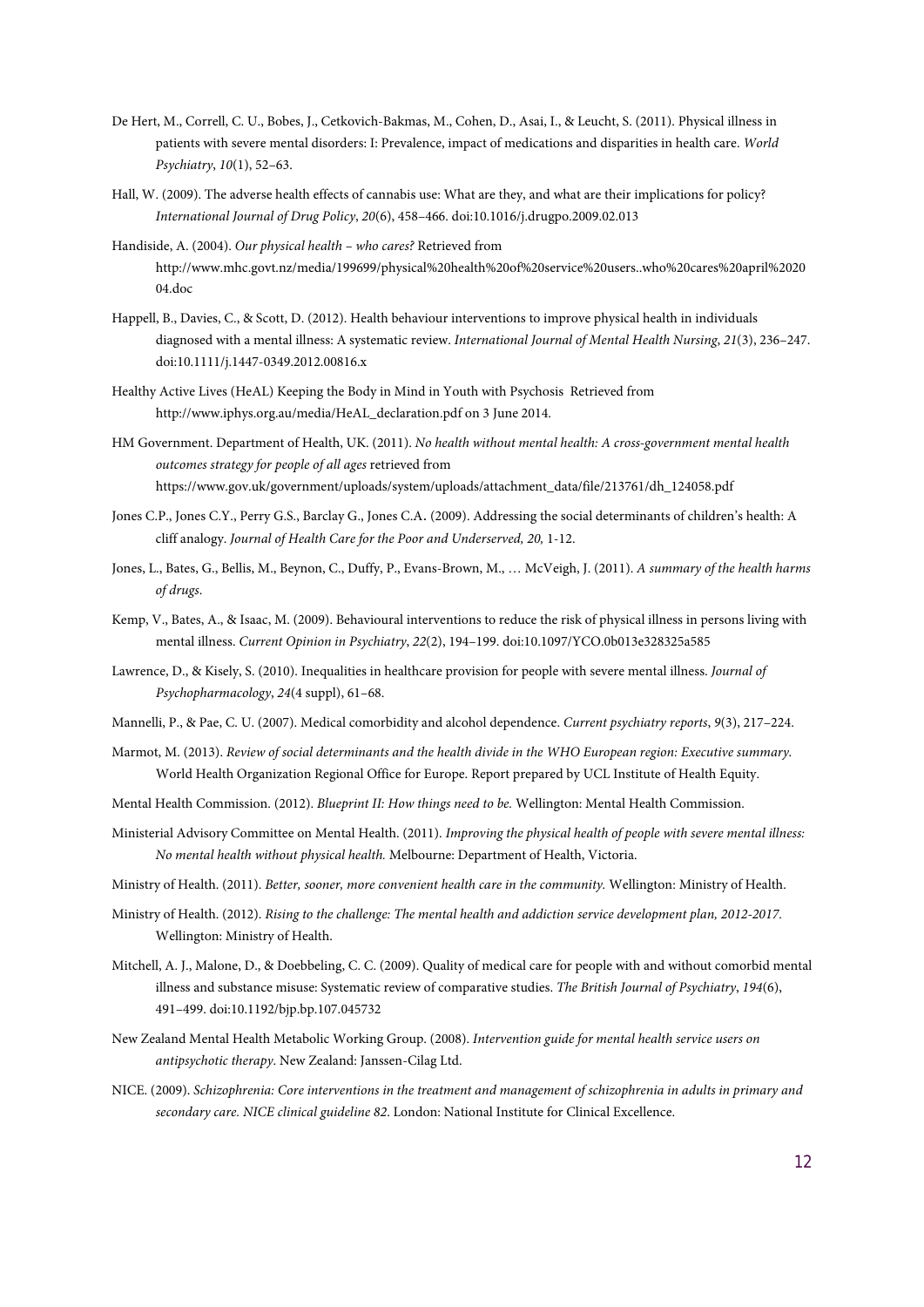De Hert, M., Correll, C. U., Bobes, J., Cetkovich-Bakmas, M., Cohen, D., Asai, I., & Leucht, S. (2011). Physical illness in patients with severe mental disorders: I: Prevalence, impact of medications and disparities in health care. *World Psychiatry*, *10*(1), 52–63.

Hall, W. (2009). The adverse health effects of cannabis use: What are they, and what are their implications for policy? *International Journal of Drug Policy*, *20*(6), 458–466. doi:10.1016/j.drugpo.2009.02.013

Handiside, A. (2004). *Our physical health – who cares?* Retrieved from http://www.mhc.govt.nz/media/199699/physical%20health%20of%20service%20users..who%20cares%20april%202004.doc

Happell, B., Davies, C., & Scott, D. (2012). Health behaviour interventions to improve physical health in individuals diagnosed with a mental illness: A systematic review. *International Journal of Mental Health Nursing*, *21*(3), 236–247. doi:10.1111/j.1447-0349.2012.00816.x

Healthy Active Lives (HeAL) Keeping the Body in Mind in Youth with Psychosis Retrieved from http://www.iphys.org.au/media/HeAL_declaration.pdf on 3 June 2014.

HM Government. Department of Health, UK. (2011). *No health without mental health: A cross-government mental health outcomes strategy for people of all ages* retrieved from https://www.gov.uk/government/uploads/system/uploads/attachment_data/file/213761/dh_124058.pdf

Jones C.P., Jones C.Y., Perry G.S., Barclay G., Jones C.A. (2009). Addressing the social determinants of children's health: A cliff analogy. *Journal of Health Care for the Poor and Underserved, 20,* 1-12.

Jones, L., Bates, G., Bellis, M., Beynon, C., Duffy, P., Evans-Brown, M., … McVeigh, J. (2011). *A summary of the health harms of drugs*.

Kemp, V., Bates, A., & Isaac, M. (2009). Behavioural interventions to reduce the risk of physical illness in persons living with mental illness. *Current Opinion in Psychiatry*, *22*(2), 194–199. doi:10.1097/YCO.0b013e328325a585

Lawrence, D., & Kisely, S. (2010). Inequalities in healthcare provision for people with severe mental illness. *Journal of Psychopharmacology*, *24*(4 suppl), 61–68.

Mannelli, P., & Pae, C. U. (2007). Medical comorbidity and alcohol dependence. *Current psychiatry reports*, *9*(3), 217–224.

Marmot, M. (2013). *Review of social determinants and the health divide in the WHO European region: Executive summary.* World Health Organization Regional Office for Europe. Report prepared by UCL Institute of Health Equity.

Mental Health Commission. (2012). *Blueprint II: How things need to be.* Wellington: Mental Health Commission.

Ministerial Advisory Committee on Mental Health. (2011). *Improving the physical health of people with severe mental illness: No mental health without physical health.* Melbourne: Department of Health, Victoria.

Ministry of Health. (2011). *Better, sooner, more convenient health care in the community.* Wellington: Ministry of Health.

Ministry of Health. (2012). *Rising to the challenge: The mental health and addiction service development plan, 2012-2017.* Wellington: Ministry of Health.

Mitchell, A. J., Malone, D., & Doebbeling, C. C. (2009). Quality of medical care for people with and without comorbid mental illness and substance misuse: Systematic review of comparative studies. *The British Journal of Psychiatry*, *194*(6), 491–499. doi:10.1192/bjp.bp.107.045732

New Zealand Mental Health Metabolic Working Group. (2008). *Intervention guide for mental health service users on antipsychotic therapy*. New Zealand: Janssen-Cilag Ltd.

NICE. (2009). *Schizophrenia: Core interventions in the treatment and management of schizophrenia in adults in primary and secondary care. NICE clinical guideline 82*. London: National Institute for Clinical Excellence.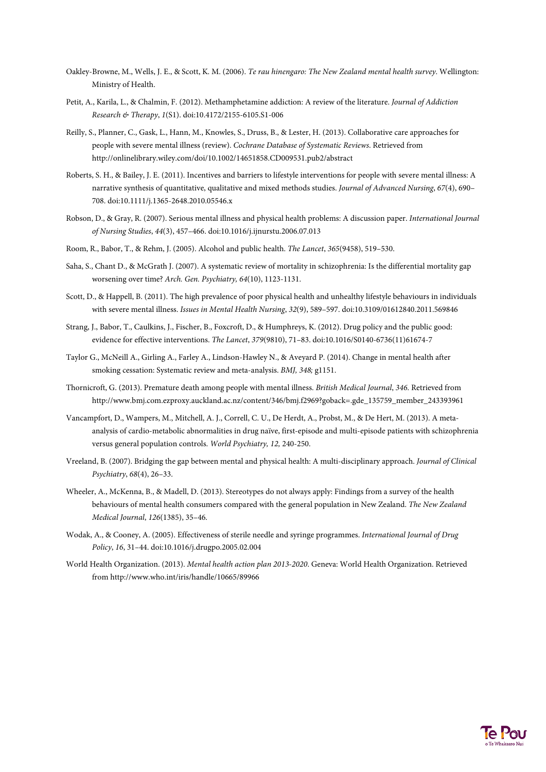Oakley-Browne, M., Wells, J. E., & Scott, K. M. (2006). *Te rau hinengaro: The New Zealand mental health survey*. Wellington: Ministry of Health.

Petit, A., Karila, L., & Chalmin, F. (2012). Methamphetamine addiction: A review of the literature. *Journal of Addiction Research & Therapy*, *1*(S1). doi:10.4172/2155-6105.S1-006

Reilly, S., Planner, C., Gask, L., Hann, M., Knowles, S., Druss, B., & Lester, H. (2013). Collaborative care approaches for people with severe mental illness (review). *Cochrane Database of Systematic Reviews*. Retrieved from http://onlinelibrary.wiley.com/doi/10.1002/14651858.CD009531.pub2/abstract

Roberts, S. H., & Bailey, J. E. (2011). Incentives and barriers to lifestyle interventions for people with severe mental illness: A narrative synthesis of quantitative, qualitative and mixed methods studies. *Journal of Advanced Nursing*, *67*(4), 690–708. doi:10.1111/j.1365-2648.2010.05546.x

Robson, D., & Gray, R. (2007). Serious mental illness and physical health problems: A discussion paper. *International Journal of Nursing Studies*, *44*(3), 457–466. doi:10.1016/j.ijnurstu.2006.07.013

Room, R., Babor, T., & Rehm, J. (2005). Alcohol and public health. *The Lancet*, *365*(9458), 519–530.

Saha, S., Chant D., & McGrath J. (2007). A systematic review of mortality in schizophrenia: Is the differential mortality gap worsening over time? *Arch. Gen. Psychiatry, 64*(10), 1123-1131.

Scott, D., & Happell, B. (2011). The high prevalence of poor physical health and unhealthy lifestyle behaviours in individuals with severe mental illness. *Issues in Mental Health Nursing*, *32*(9), 589–597. doi:10.3109/01612840.2011.569846

Strang, J., Babor, T., Caulkins, J., Fischer, B., Foxcroft, D., & Humphreys, K. (2012). Drug policy and the public good: evidence for effective interventions. *The Lancet*, *379*(9810), 71–83. doi:10.1016/S0140-6736(11)61674-7

Taylor G., McNeill A., Girling A., Farley A., Lindson-Hawley N., & Aveyard P. (2014). Change in mental health after smoking cessation: Systematic review and meta-analysis. *BMJ, 348;* g1151.

Thornicroft, G. (2013). Premature death among people with mental illness. *British Medical Journal*, *346.* Retrieved from http://www.bmj.com.ezproxy.auckland.ac.nz/content/346/bmj.f2969?goback=.gde_135759_member_243393961

Vancampfort, D., Wampers, M., Mitchell, A. J., Correll, C. U., De Herdt, A., Probst, M., & De Hert, M. (2013). A meta-analysis of cardio-metabolic abnormalities in drug naïve, first-episode and multi-episode patients with schizophrenia versus general population controls. *World Psychiatry, 12,* 240-250.

Vreeland, B. (2007). Bridging the gap between mental and physical health: A multi-disciplinary approach. *Journal of Clinical Psychiatry*, *68*(4), 26–33.

Wheeler, A., McKenna, B., & Madell, D. (2013). Stereotypes do not always apply: Findings from a survey of the health behaviours of mental health consumers compared with the general population in New Zealand. *The New Zealand Medical Journal*, *126*(1385), 35–46.

Wodak, A., & Cooney, A. (2005). Effectiveness of sterile needle and syringe programmes. *International Journal of Drug Policy*, *16*, 31–44. doi:10.1016/j.drugpo.2005.02.004

World Health Organization. (2013). *Mental health action plan 2013-2020*. Geneva: World Health Organization. Retrieved from http://www.who.int/iris/handle/10665/89966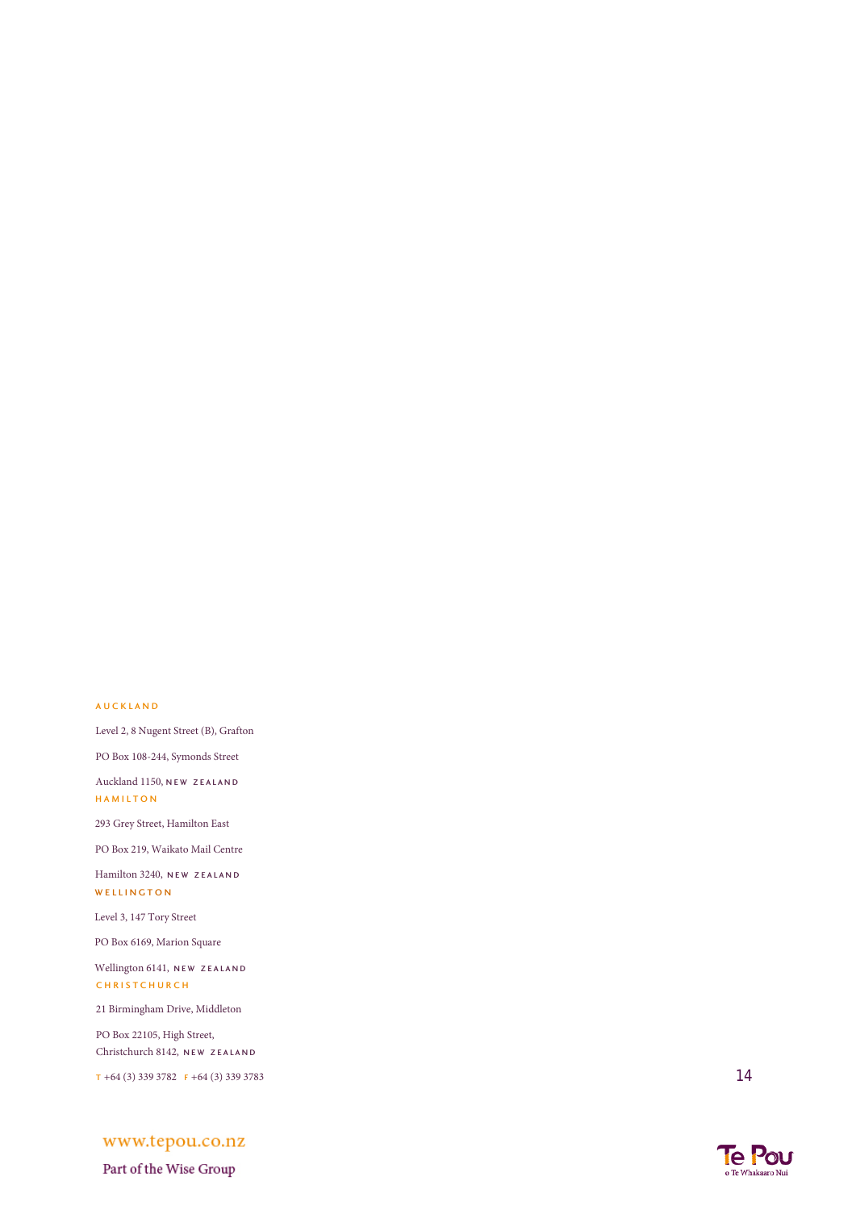**AUCKLAND**

Level 2, 8 Nugent Street (B), Grafton

PO Box 108-244, Symonds Street

Auckland 1150, NEW ZEALAND

**HAMILTON**

293 Grey Street, Hamilton East

PO Box 219, Waikato Mail Centre

Hamilton 3240, NEW ZEALAND

**WELLINGTON**

Level 3, 147 Tory Street

PO Box 6169, Marion Square

Wellington 6141, NEW ZEALAND

**CHRISTCHURCH**

21 Birmingham Drive, Middleton

PO Box 22105, High Street,
Christchurch 8142, NEW ZEALAND

T +64 (3) 339 3782 F +64 (3) 339 3783

www.tepou.co.nz

Part of the Wise Group

Te Pou o Te Whakaaro Nui